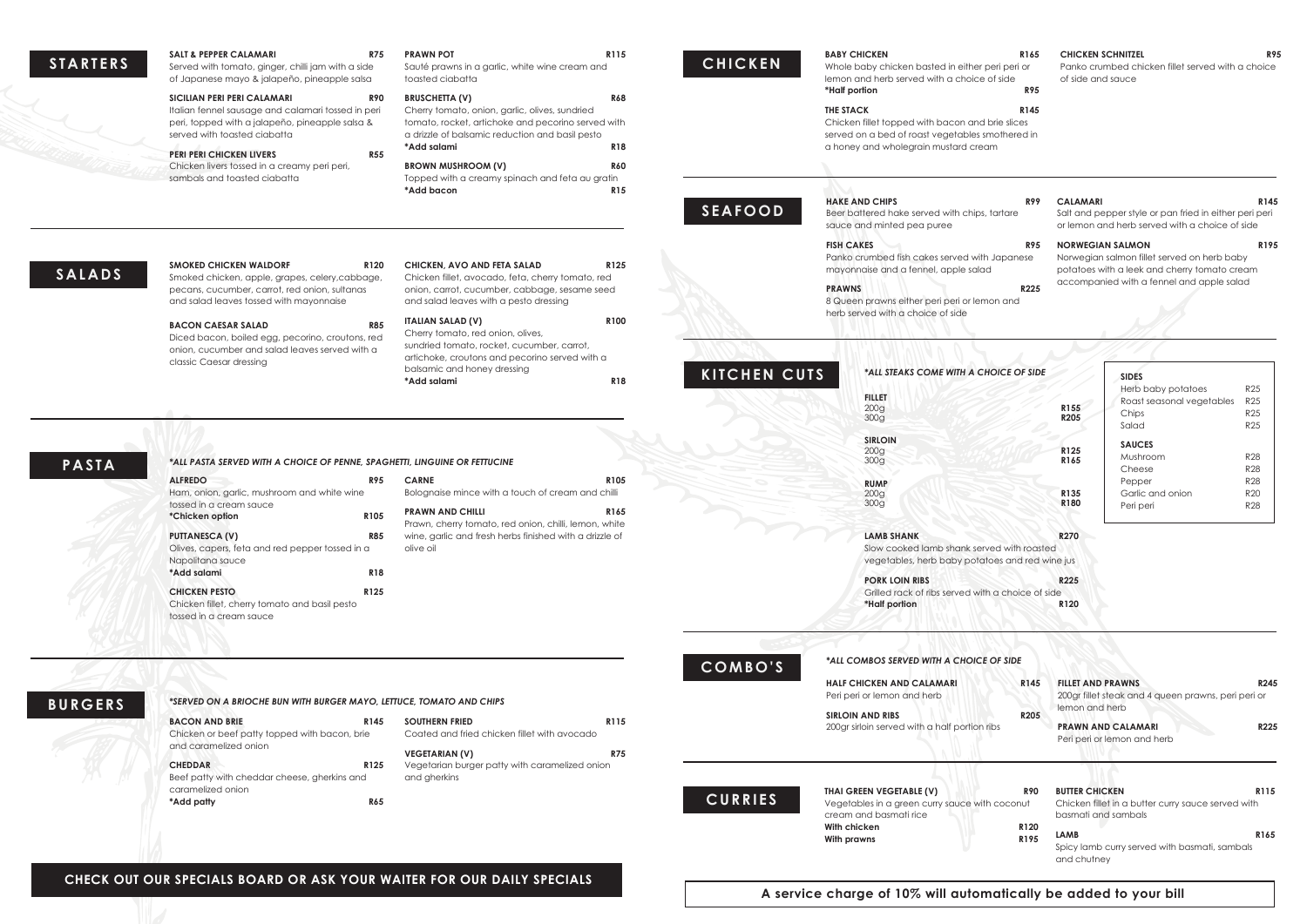## STARTERS

**SALT & PEPPER CALAMARI** **R75**
Served with tomato, ginger, chilli jam with a side of Japanese mayo & jalapeño, pineapple salsa

**SICILIAN PERI PERI CALAMARI** **R90**
Italian fennel sausage and calamari tossed in peri peri, topped with a jalapeño, pineapple salsa & served with toasted ciabatta

**PERI PERI CHICKEN LIVERS** **R55**
Chicken livers tossed in a creamy peri peri, sambals and toasted ciabatta

**PRAWN POT** **R115**
Sauté prawns in a garlic, white wine cream and toasted ciabatta

**BRUSCHETTA (V)** **R68**
Cherry tomato, onion, garlic, olives, sundried tomato, rocket, artichoke and pecorino served with a drizzle of balsamic reduction and basil pesto
**\*Add salami** **R18**

**BROWN MUSHROOM (V)** **R60**
Topped with a creamy spinach and feta au gratin
**\*Add bacon** **R15**

## SALADS

**SMOKED CHICKEN WALDORF** **R120**
Smoked chicken, apple, grapes, celery,cabbage, pecans, cucumber, carrot, red onion, sultanas and salad leaves tossed with mayonnaise

**BACON CAESAR SALAD** **R85**
Diced bacon, boiled egg, pecorino, croutons, red onion, cucumber and salad leaves served with a classic Caesar dressing

**CHICKEN, AVO AND FETA SALAD** **R125**
Chicken fillet, avocado, feta, cherry tomato, red onion, carrot, cucumber, cabbage, sesame seed and salad leaves with a pesto dressing

**ITALIAN SALAD (V)** **R100**
Cherry tomato, red onion, olives, sundried tomato, rocket, cucumber, carrot, artichoke, croutons and pecorino served with a balsamic and honey dressing
**\*Add salami** **R18**

## PASTA

*\*ALL PASTA SERVED WITH A CHOICE OF PENNE, SPAGHETTI, LINGUINE OR FETTUCINE*

**ALFREDO** **R95**
Ham, onion, garlic, mushroom and white wine tossed in a cream sauce
**\*Chicken option** **R105**

**PUTTANESCA (V)** **R85**
Olives, capers, feta and red pepper tossed in a Napolitana sauce
**\*Add salami** **R18**

**CHICKEN PESTO** **R125**
Chicken fillet, cherry tomato and basil pesto tossed in a cream sauce

**CARNE** **R105**
Bolognaise mince with a touch of cream and chilli

**PRAWN AND CHILLI** **R165**
Prawn, cherry tomato, red onion, chilli, lemon, white wine, garlic and fresh herbs finished with a drizzle of olive oil

## BURGERS

*\*SERVED ON A BRIOCHE BUN WITH BURGER MAYO, LETTUCE, TOMATO AND CHIPS*

**BACON AND BRIE** **R145**
Chicken or beef patty topped with bacon, brie and caramelized onion

**CHEDDAR** **R125**
Beef patty with cheddar cheese, gherkins and caramelized onion
**\*Add patty** **R65**

**SOUTHERN FRIED** **R115**
Coated and fried chicken fillet with avocado

**VEGETARIAN (V)** **R75**
Vegetarian burger patty with caramelized onion and gherkins

**CHECK OUT OUR SPECIALS BOARD OR ASK YOUR WAITER FOR OUR DAILY SPECIALS**

## CHICKEN

**BABY CHICKEN** **R165**
Whole baby chicken basted in either peri peri or lemon and herb served with a choice of side
**\*Half portion** **R95**

**THE STACK** **R145**
Chicken fillet topped with bacon and brie slices served on a bed of roast vegetables smothered in a honey and wholegrain mustard cream

**CHICKEN SCHNITZEL** **R95**
Panko crumbed chicken fillet served with a choice of side and sauce

## SEAFOOD

**HAKE AND CHIPS** **R99**
Beer battered hake served with chips, tartare sauce and minted pea puree

**FISH CAKES** **R95**
Panko crumbed fish cakes served with Japanese mayonnaise and a fennel, apple salad

**PRAWNS** **R225**
8 Queen prawns either peri peri or lemon and herb served with a choice of side

**CALAMARI** **R145**
Salt and pepper style or pan fried in either peri peri or lemon and herb served with a choice of side

**NORWEGIAN SALMON** **R195**
Norwegian salmon fillet served on herb baby potatoes with a leek and cherry tomato cream accompanied with a fennel and apple salad

## KITCHEN CUTS

*\*ALL STEAKS COME WITH A CHOICE OF SIDE*

**FILLET**
200g **R155**
300g **R205**

**SIRLOIN**
200g **R125**
300g **R165**

**RUMP**
200g **R135**
300g **R180**

**LAMB SHANK** **R270**
Slow cooked lamb shank served with roasted vegetables, herb baby potatoes and red wine jus

**PORK LOIN RIBS** **R225**
Grilled rack of ribs served with a choice of side
**\*Half portion** **R120**

**SIDES**

| | |
|---|---|
| Herb baby potatoes | R25 |
| Roast seasonal vegetables | R25 |
| Chips | R25 |
| Salad | R25 |

**SAUCES**

| | |
|---|---|
| Mushroom | R28 |
| Cheese | R28 |
| Pepper | R28 |
| Garlic and onion | R20 |
| Peri peri | R28 |

## COMBO'S

*\*ALL COMBOS SERVED WITH A CHOICE OF SIDE*

**HALF CHICKEN AND CALAMARI** **R145**
Peri peri or lemon and herb

**SIRLOIN AND RIBS** **R205**
200gr sirloin served with a half portion ribs

**FILLET AND PRAWNS** **R245**
200gr fillet steak and 4 queen prawns, peri peri or lemon and herb

**PRAWN AND CALAMARI** **R225**
Peri peri or lemon and herb

## CURRIES

**THAI GREEN VEGETABLE (V)** **R90**
Vegetables in a green curry sauce with coconut cream and basmati rice
**With chicken** **R120**
**With prawns** **R195**

**BUTTER CHICKEN** **R115**
Chicken fillet in a butter curry sauce served with basmati and sambals

**LAMB** **R165**
Spicy lamb curry served with basmati, sambals and chutney

**A service charge of 10% will automatically be added to your bill**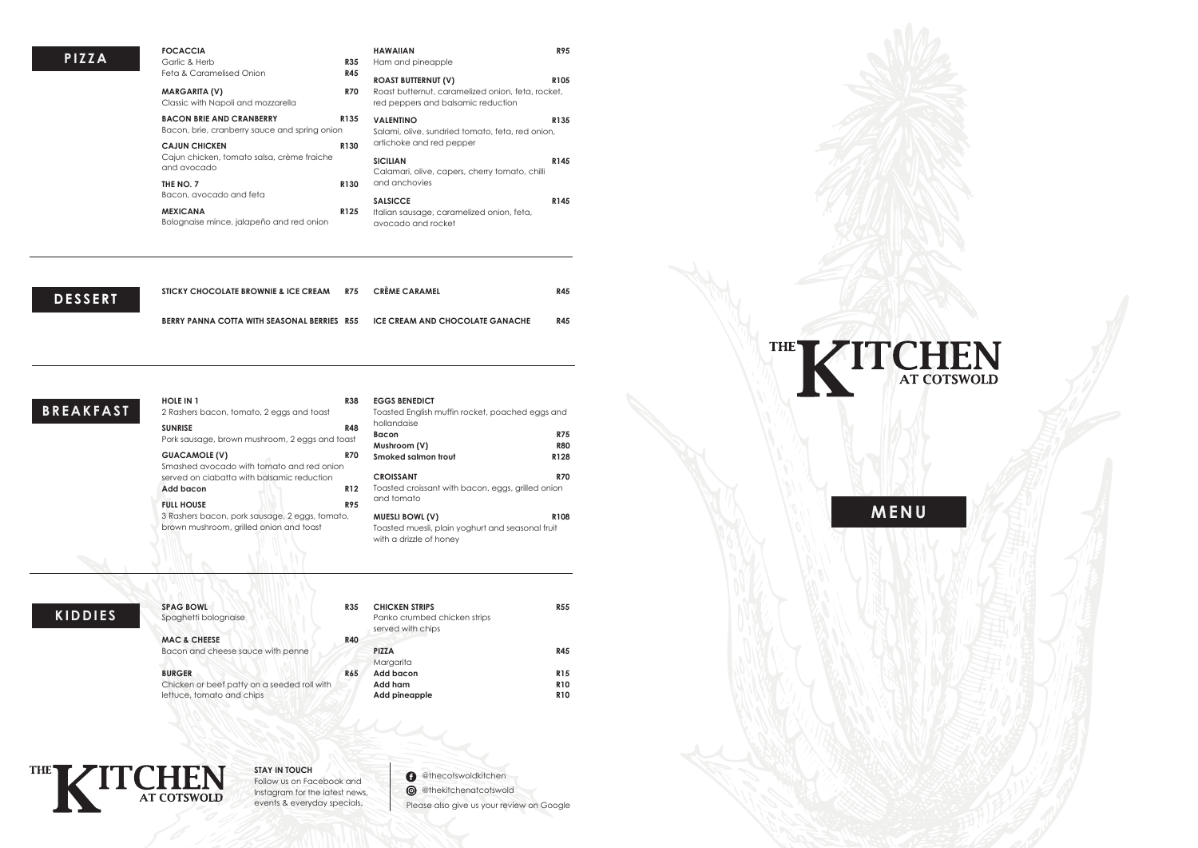# THE KITCHEN AT COTSWOLD

## MENU

## PIZZA

**FOCACCIA**
Garlic & Herb R35
Feta & Caramelised Onion R45

**MARGARITA (V)** R70
Classic with Napoli and mozzarella

**BACON BRIE AND CRANBERRY** R135
Bacon, brie, cranberry sauce and spring onion

**CAJUN CHICKEN** R130
Cajun chicken, tomato salsa, crème fraiche and avocado

**THE NO. 7** R130
Bacon, avocado and feta

**MEXICANA** R125
Bolognaise mince, jalapeño and red onion

**HAWAIIAN** R95
Ham and pineapple

**ROAST BUTTERNUT (V)** R105
Roast butternut, caramelized onion, feta, rocket, red peppers and balsamic reduction

**VALENTINO** R135
Salami, olive, sundried tomato, feta, red onion, artichoke and red pepper

**SICILIAN** R145
Calamari, olive, capers, cherry tomato, chilli and anchovies

**SALSICCE** R145
Italian sausage, caramelized onion, feta, avocado and rocket

## DESSERT

**STICKY CHOCOLATE BROWNIE & ICE CREAM** R75

**BERRY PANNA COTTA WITH SEASONAL BERRIES** R55

**CRÈME CARAMEL** R45

**ICE CREAM AND CHOCOLATE GANACHE** R45

## BREAKFAST

**HOLE IN 1** R38
2 Rashers bacon, tomato, 2 eggs and toast

**SUNRISE** R48
Pork sausage, brown mushroom, 2 eggs and toast

**GUACAMOLE (V)** R70
Smashed avocado with tomato and red onion served on ciabatta with balsamic reduction
**Add bacon** R12

**FULL HOUSE** R95
3 Rashers bacon, pork sausage, 2 eggs, tomato, brown mushroom, grilled onion and toast

**EGGS BENEDICT**
Toasted English muffin rocket, poached eggs and hollandaise
**Bacon** R75
**Mushroom (V)** R80
**Smoked salmon trout** R128

**CROISSANT** R70
Toasted croissant with bacon, eggs, grilled onion and tomato

**MUESLI BOWL (V)** R108
Toasted muesli, plain yoghurt and seasonal fruit with a drizzle of honey

## KIDDIES

**SPAG BOWL** R35
Spaghetti bolognaise

**MAC & CHEESE** R40
Bacon and cheese sauce with penne

**BURGER** R65
Chicken or beef patty on a seeded roll with lettuce, tomato and chips

**CHICKEN STRIPS** R55
Panko crumbed chicken strips served with chips

**PIZZA** R45
Margarita
**Add bacon** R15
**Add ham** R10
**Add pineapple** R10

THE KITCHEN AT COTSWOLD

**STAY IN TOUCH**
Follow us on Facebook and Instagram for the latest news, events & everyday specials.

@thecotswoldkitchen
@thekitchenatcotswold
Please also give us your review on Google